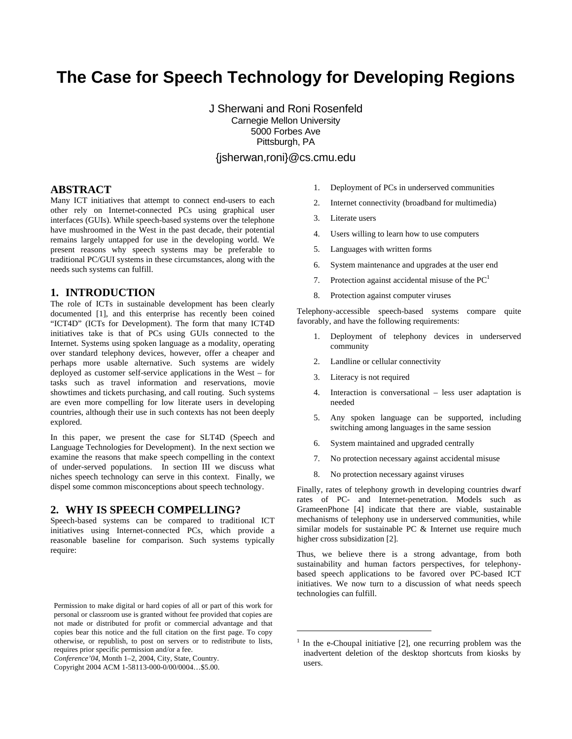# The Case for Speech Technology for Developing Regions

J Sherwani and Roni Rosenfeld
Carnegie Mellon University
5000 Forbes Ave
Pittsburgh, PA

{jsherwan,roni}@cs.cmu.edu

## ABSTRACT

Many ICT initiatives that attempt to connect end-users to each other rely on Internet-connected PCs using graphical user interfaces (GUIs). While speech-based systems over the telephone have mushroomed in the West in the past decade, their potential remains largely untapped for use in the developing world. We present reasons why speech systems may be preferable to traditional PC/GUI systems in these circumstances, along with the needs such systems can fulfill.

## 1. INTRODUCTION

The role of ICTs in sustainable development has been clearly documented [1], and this enterprise has recently been coined "ICT4D" (ICTs for Development). The form that many ICT4D initiatives take is that of PCs using GUIs connected to the Internet. Systems using spoken language as a modality, operating over standard telephony devices, however, offer a cheaper and perhaps more usable alternative. Such systems are widely deployed as customer self-service applications in the West – for tasks such as travel information and reservations, movie showtimes and tickets purchasing, and call routing. Such systems are even more compelling for low literate users in developing countries, although their use in such contexts has not been deeply explored.

In this paper, we present the case for SLT4D (Speech and Language Technologies for Development). In the next section we examine the reasons that make speech compelling in the context of under-served populations. In section III we discuss what niches speech technology can serve in this context. Finally, we dispel some common misconceptions about speech technology.

## 2. WHY IS SPEECH COMPELLING?

Speech-based systems can be compared to traditional ICT initiatives using Internet-connected PCs, which provide a reasonable baseline for comparison. Such systems typically require:

1. Deployment of PCs in underserved communities
2. Internet connectivity (broadband for multimedia)
3. Literate users
4. Users willing to learn how to use computers
5. Languages with written forms
6. System maintenance and upgrades at the user end
7. Protection against accidental misuse of the PC[1]
8. Protection against computer viruses

Telephony-accessible speech-based systems compare quite favorably, and have the following requirements:

1. Deployment of telephony devices in underserved community
2. Landline or cellular connectivity
3. Literacy is not required
4. Interaction is conversational – less user adaptation is needed
5. Any spoken language can be supported, including switching among languages in the same session
6. System maintained and upgraded centrally
7. No protection necessary against accidental misuse
8. No protection necessary against viruses

Finally, rates of telephony growth in developing countries dwarf rates of PC- and Internet-penetration. Models such as GrameenPhone [4] indicate that there are viable, sustainable mechanisms of telephony use in underserved communities, while similar models for sustainable PC & Internet use require much higher cross subsidization [2].

Thus, we believe there is a strong advantage, from both sustainability and human factors perspectives, for telephony-based speech applications to be favored over PC-based ICT initiatives. We now turn to a discussion of what needs speech technologies can fulfill.

[1] In the e-Choupal initiative [2], one recurring problem was the inadvertent deletion of the desktop shortcuts from kiosks by users.

Permission to make digital or hard copies of all or part of this work for personal or classroom use is granted without fee provided that copies are not made or distributed for profit or commercial advantage and that copies bear this notice and the full citation on the first page. To copy otherwise, or republish, to post on servers or to redistribute to lists, requires prior specific permission and/or a fee.
*Conference'04*, Month 1–2, 2004, City, State, Country.
Copyright 2004 ACM 1-58113-000-0/00/0004…$5.00.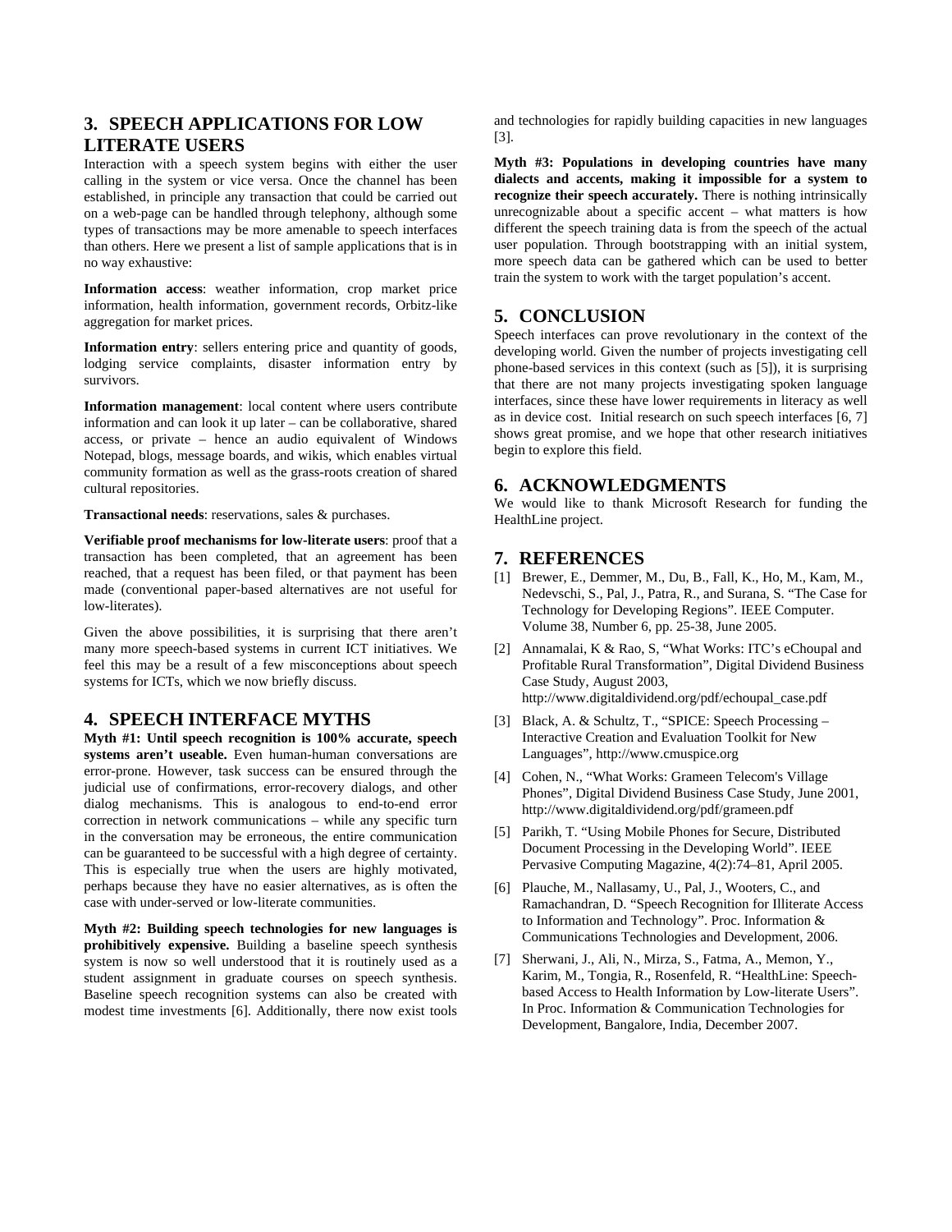## 3. SPEECH APPLICATIONS FOR LOW LITERATE USERS

Interaction with a speech system begins with either the user calling in the system or vice versa. Once the channel has been established, in principle any transaction that could be carried out on a web-page can be handled through telephony, although some types of transactions may be more amenable to speech interfaces than others. Here we present a list of sample applications that is in no way exhaustive:

**Information access**: weather information, crop market price information, health information, government records, Orbitz-like aggregation for market prices.

**Information entry**: sellers entering price and quantity of goods, lodging service complaints, disaster information entry by survivors.

**Information management**: local content where users contribute information and can look it up later – can be collaborative, shared access, or private – hence an audio equivalent of Windows Notepad, blogs, message boards, and wikis, which enables virtual community formation as well as the grass-roots creation of shared cultural repositories.

**Transactional needs**: reservations, sales & purchases.

**Verifiable proof mechanisms for low-literate users**: proof that a transaction has been completed, that an agreement has been reached, that a request has been filed, or that payment has been made (conventional paper-based alternatives are not useful for low-literates).

Given the above possibilities, it is surprising that there aren't many more speech-based systems in current ICT initiatives. We feel this may be a result of a few misconceptions about speech systems for ICTs, which we now briefly discuss.

## 4. SPEECH INTERFACE MYTHS

**Myth #1: Until speech recognition is 100% accurate, speech systems aren't useable.** Even human-human conversations are error-prone. However, task success can be ensured through the judicial use of confirmations, error-recovery dialogs, and other dialog mechanisms. This is analogous to end-to-end error correction in network communications – while any specific turn in the conversation may be erroneous, the entire communication can be guaranteed to be successful with a high degree of certainty. This is especially true when the users are highly motivated, perhaps because they have no easier alternatives, as is often the case with under-served or low-literate communities.

**Myth #2: Building speech technologies for new languages is prohibitively expensive.** Building a baseline speech synthesis system is now so well understood that it is routinely used as a student assignment in graduate courses on speech synthesis. Baseline speech recognition systems can also be created with modest time investments [6]. Additionally, there now exist tools and technologies for rapidly building capacities in new languages [3].

**Myth #3: Populations in developing countries have many dialects and accents, making it impossible for a system to recognize their speech accurately.** There is nothing intrinsically unrecognizable about a specific accent – what matters is how different the speech training data is from the speech of the actual user population. Through bootstrapping with an initial system, more speech data can be gathered which can be used to better train the system to work with the target population's accent.

## 5. CONCLUSION

Speech interfaces can prove revolutionary in the context of the developing world. Given the number of projects investigating cell phone-based services in this context (such as [5]), it is surprising that there are not many projects investigating spoken language interfaces, since these have lower requirements in literacy as well as in device cost. Initial research on such speech interfaces [6, 7] shows great promise, and we hope that other research initiatives begin to explore this field.

## 6. ACKNOWLEDGMENTS

We would like to thank Microsoft Research for funding the HealthLine project.

## 7. REFERENCES

[1] Brewer, E., Demmer, M., Du, B., Fall, K., Ho, M., Kam, M., Nedevschi, S., Pal, J., Patra, R., and Surana, S. "The Case for Technology for Developing Regions". IEEE Computer. Volume 38, Number 6, pp. 25-38, June 2005.

[2] Annamalai, K & Rao, S, "What Works: ITC's eChoupal and Profitable Rural Transformation", Digital Dividend Business Case Study, August 2003, http://www.digitaldividend.org/pdf/echoupal_case.pdf

[3] Black, A. & Schultz, T., "SPICE: Speech Processing – Interactive Creation and Evaluation Toolkit for New Languages", http://www.cmuspice.org

[4] Cohen, N., "What Works: Grameen Telecom's Village Phones", Digital Dividend Business Case Study, June 2001, http://www.digitaldividend.org/pdf/grameen.pdf

[5] Parikh, T. "Using Mobile Phones for Secure, Distributed Document Processing in the Developing World". IEEE Pervasive Computing Magazine, 4(2):74–81, April 2005.

[6] Plauche, M., Nallasamy, U., Pal, J., Wooters, C., and Ramachandran, D. "Speech Recognition for Illiterate Access to Information and Technology". Proc. Information & Communications Technologies and Development, 2006.

[7] Sherwani, J., Ali, N., Mirza, S., Fatma, A., Memon, Y., Karim, M., Tongia, R., Rosenfeld, R. "HealthLine: Speech-based Access to Health Information by Low-literate Users". In Proc. Information & Communication Technologies for Development, Bangalore, India, December 2007.